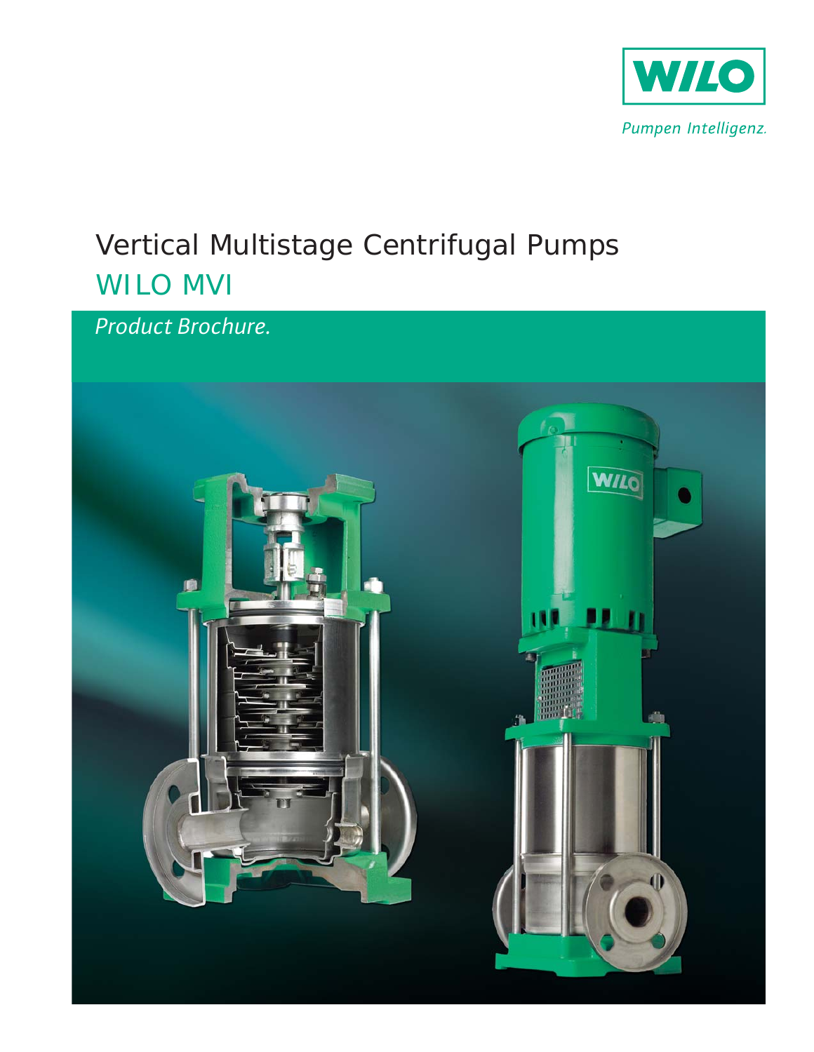WILO

*Pumpen Intelligenz.*

# Vertical Multistage Centrifugal Pumps

## WILO MVI

*Product Brochure.*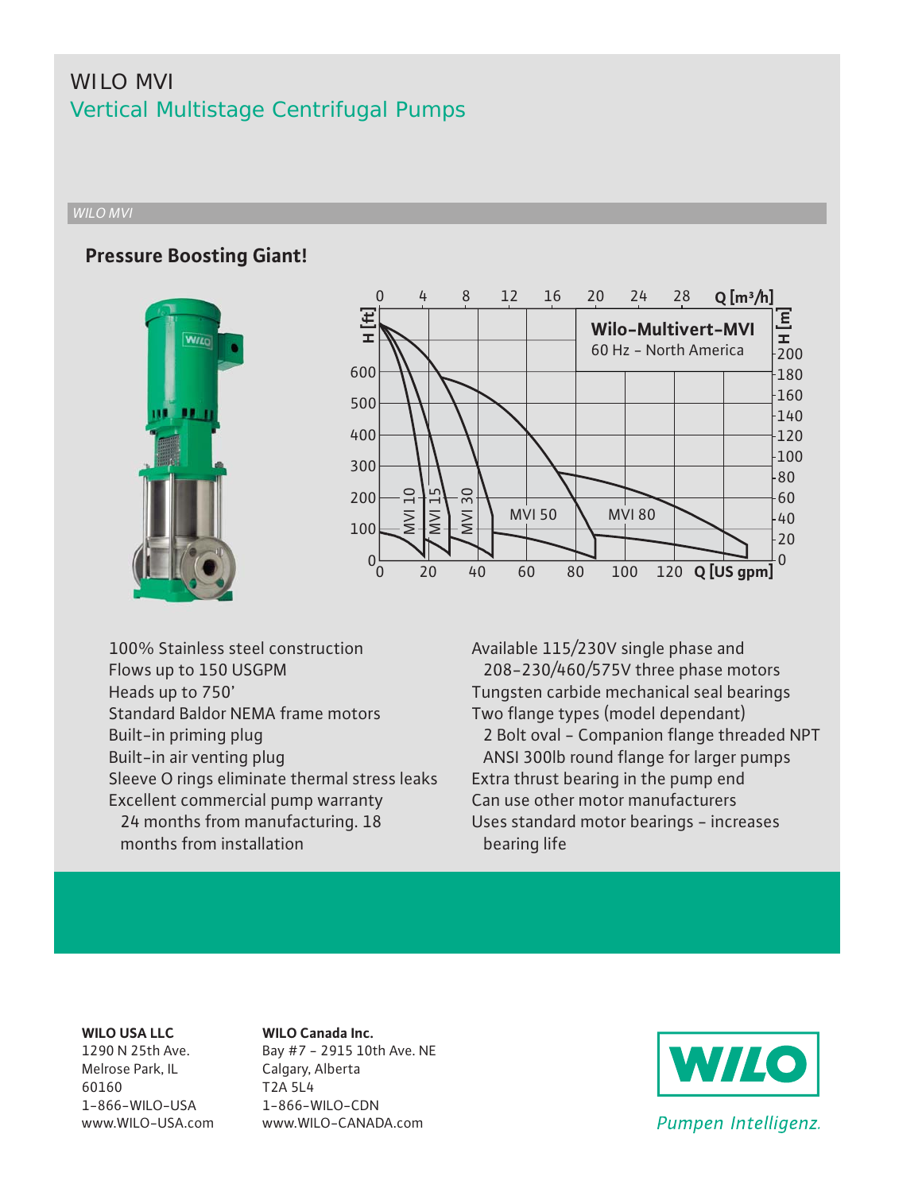# WILO MVI

## Vertical Multistage Centrifugal Pumps

*WILO MVI*

### Pressure Boosting Giant!

Wilo-Multivert-MVI
60 Hz – North America

Q [m³/h]
0 4 8 12 16 20 24 28

H [ft]
0 100 200 300 400 500 600

H [m]
0 20 40 60 80 100 120 140 160 180 200

Q [US gpm]
0 20 40 60 80 100 120

MVI 10
MVI 15
MVI 30
MVI 50
MVI 80

- 100% Stainless steel construction
- Flows up to 150 USGPM
- Heads up to 750'
- Standard Baldor NEMA frame motors
- Built-in priming plug
- Built-in air venting plug
- Sleeve O rings eliminate thermal stress leaks
- Excellent commercial pump warranty
  24 months from manufacturing. 18 months from installation
- Available 115/230V single phase and
  208-230/460/575V three phase motors
- Tungsten carbide mechanical seal bearings
- Two flange types (model dependant)
  2 Bolt oval - Companion flange threaded NPT
  ANSI 300lb round flange for larger pumps
- Extra thrust bearing in the pump end
- Can use other motor manufacturers
- Uses standard motor bearings - increases bearing life

**WILO USA LLC**
1290 N 25th Ave.
Melrose Park, IL
60160
1-866-WILO-USA
www.WILO-USA.com

**WILO Canada Inc.**
Bay #7 - 2915 10th Ave. NE
Calgary, Alberta
T2A 5L4
1-866-WILO-CDN
www.WILO-CANADA.com

WILO
*Pumpen Intelligenz.*